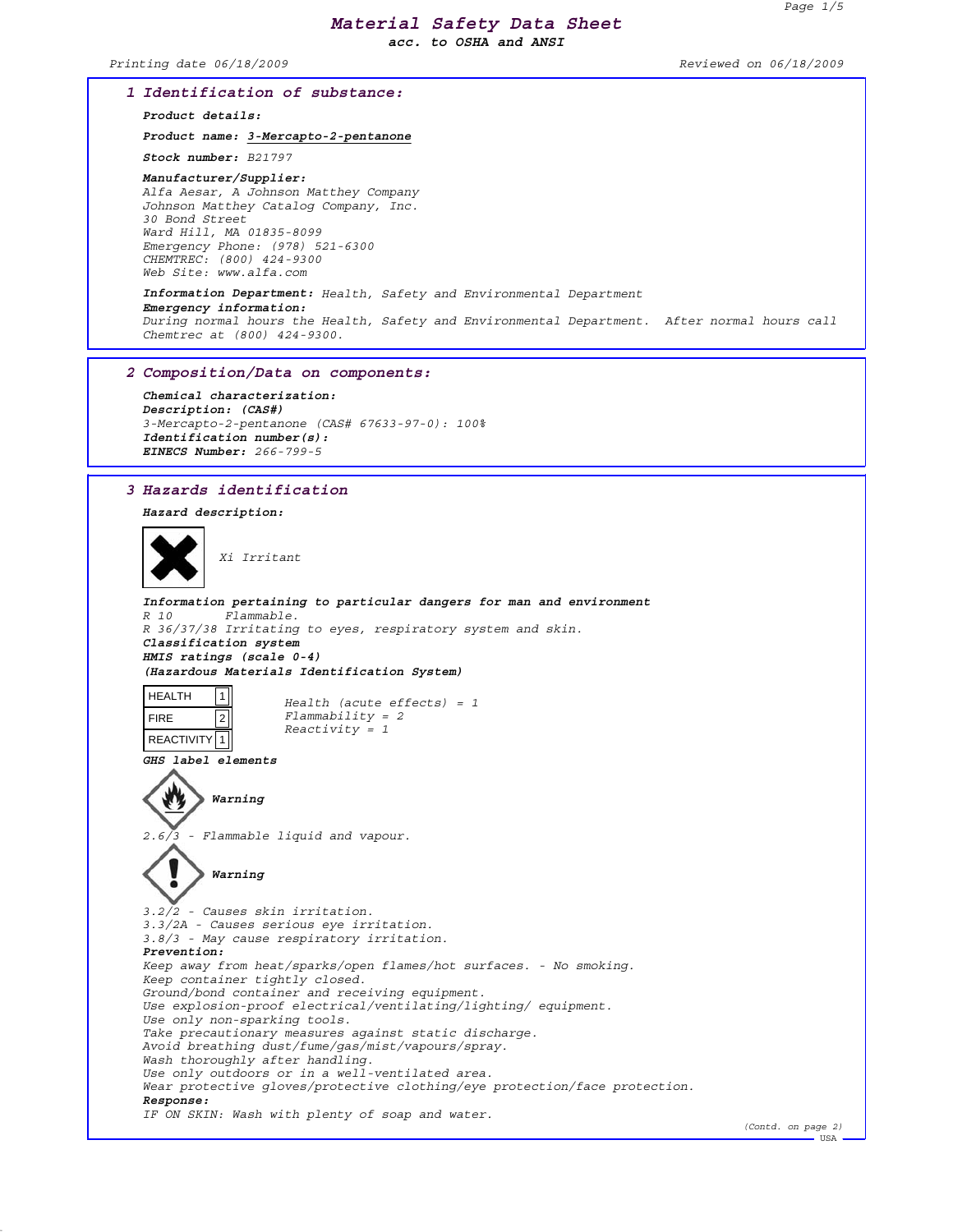# Material Safety Data Sheet

*acc. to OSHA and ANSI*

Printing date 06/18/2009 Reviewed on 06/18/2009

## 1 Identification of substance:

**Product details:**

**Product name:** 3-Mercapto-2-pentanone

**Stock number:** B21797

**Manufacturer/Supplier:**
Alfa Aesar, A Johnson Matthey Company
Johnson Matthey Catalog Company, Inc.
30 Bond Street
Ward Hill, MA 01835-8099
Emergency Phone: (978) 521-6300
CHEMTREC: (800) 424-9300
Web Site: www.alfa.com

**Information Department:** Health, Safety and Environmental Department
**Emergency information:**
During normal hours the Health, Safety and Environmental Department. After normal hours call Chemtrec at (800) 424-9300.

## 2 Composition/Data on components:

**Chemical characterization:**
**Description: (CAS#)**
3-Mercapto-2-pentanone (CAS# 67633-97-0): 100%
**Identification number(s):**
**EINECS Number:** 266-799-5

## 3 Hazards identification

**Hazard description:**

Xi Irritant

**Information pertaining to particular dangers for man and environment**
R 10 Flammable.
R 36/37/38 Irritating to eyes, respiratory system and skin.
**Classification system**
**HMIS ratings (scale 0-4)**
**(Hazardous Materials Identification System)**

| | |
|---|---|
| HEALTH | 1 |
| FIRE | 2 |
| REACTIVITY | 1 |

Health (acute effects) = 1
Flammability = 2
Reactivity = 1

**GHS label elements**

**Warning**

2.6/3 - Flammable liquid and vapour.

**Warning**

3.2/2 - Causes skin irritation.
3.3/2A - Causes serious eye irritation.
3.8/3 - May cause respiratory irritation.
**Prevention:**
Keep away from heat/sparks/open flames/hot surfaces. - No smoking.
Keep container tightly closed.
Ground/bond container and receiving equipment.
Use explosion-proof electrical/ventilating/lighting/ equipment.
Use only non-sparking tools.
Take precautionary measures against static discharge.
Avoid breathing dust/fume/gas/mist/vapours/spray.
Wash thoroughly after handling.
Use only outdoors or in a well-ventilated area.
Wear protective gloves/protective clothing/eye protection/face protection.
**Response:**
IF ON SKIN: Wash with plenty of soap and water.

(Contd. on page 2)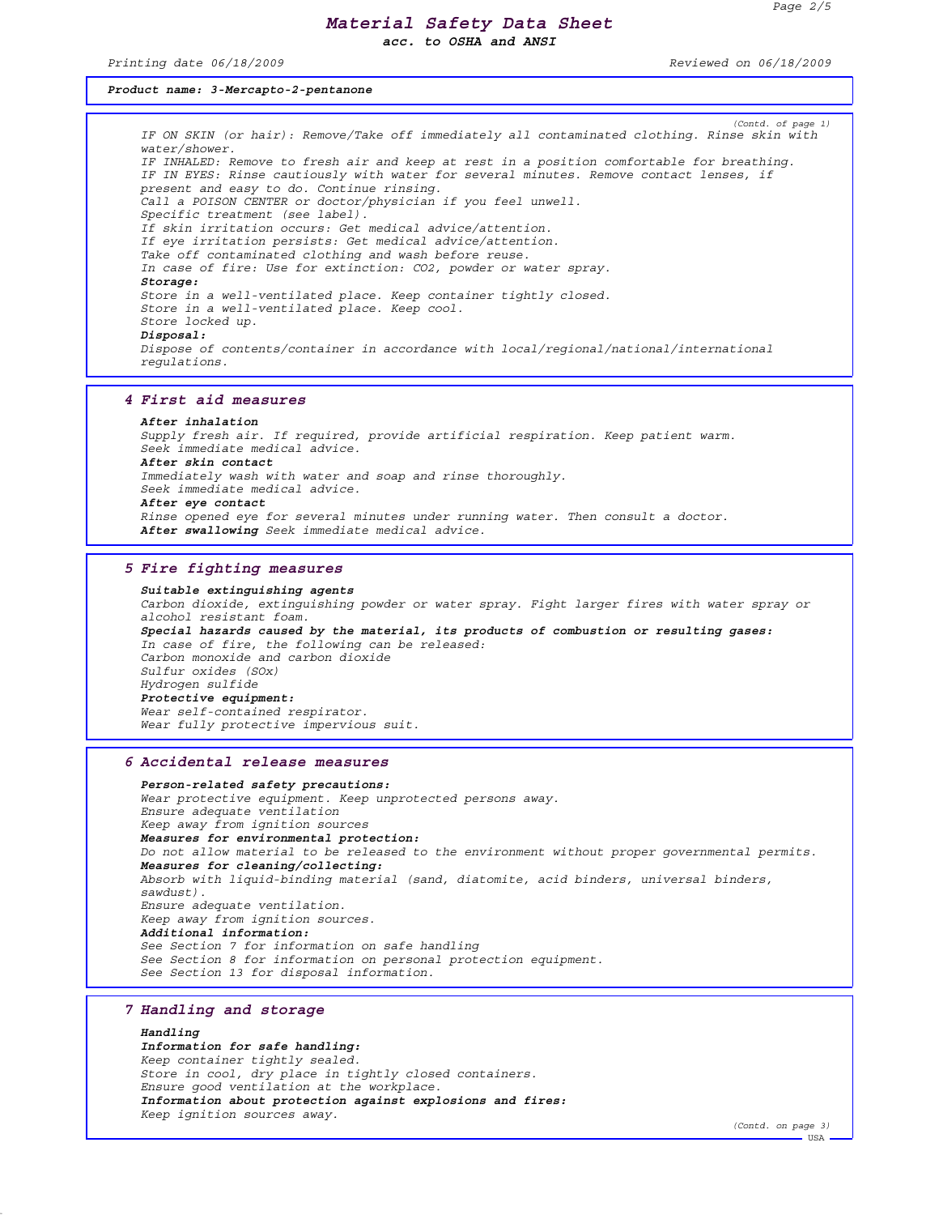Product name: 3-Mercapto-2-pentanone

(Contd. of page 1)

IF ON SKIN (or hair): Remove/Take off immediately all contaminated clothing. Rinse skin with water/shower.
IF INHALED: Remove to fresh air and keep at rest in a position comfortable for breathing.
IF IN EYES: Rinse cautiously with water for several minutes. Remove contact lenses, if present and easy to do. Continue rinsing.
Call a POISON CENTER or doctor/physician if you feel unwell.
Specific treatment (see label).
If skin irritation occurs: Get medical advice/attention.
If eye irritation persists: Get medical advice/attention.
Take off contaminated clothing and wash before reuse.
In case of fire: Use for extinction: $CO_2$, powder or water spray.

**Storage:**
Store in a well-ventilated place. Keep container tightly closed.
Store in a well-ventilated place. Keep cool.
Store locked up.

**Disposal:**
Dispose of contents/container in accordance with local/regional/national/international regulations.

## 4 First aid measures

**After inhalation**
Supply fresh air. If required, provide artificial respiration. Keep patient warm.
Seek immediate medical advice.

**After skin contact**
Immediately wash with water and soap and rinse thoroughly.
Seek immediate medical advice.

**After eye contact**
Rinse opened eye for several minutes under running water. Then consult a doctor.

**After swallowing** Seek immediate medical advice.

## 5 Fire fighting measures

**Suitable extinguishing agents**
Carbon dioxide, extinguishing powder or water spray. Fight larger fires with water spray or alcohol resistant foam.

**Special hazards caused by the material, its products of combustion or resulting gases:**
In case of fire, the following can be released:
Carbon monoxide and carbon dioxide
Sulfur oxides (SOx)
Hydrogen sulfide

**Protective equipment:**
Wear self-contained respirator.
Wear fully protective impervious suit.

## 6 Accidental release measures

**Person-related safety precautions:**
Wear protective equipment. Keep unprotected persons away.
Ensure adequate ventilation
Keep away from ignition sources

**Measures for environmental protection:**
Do not allow material to be released to the environment without proper governmental permits.

**Measures for cleaning/collecting:**
Absorb with liquid-binding material (sand, diatomite, acid binders, universal binders, sawdust).
Ensure adequate ventilation.
Keep away from ignition sources.

**Additional information:**
See Section 7 for information on safe handling
See Section 8 for information on personal protection equipment.
See Section 13 for disposal information.

## 7 Handling and storage

**Handling**

**Information for safe handling:**
Keep container tightly sealed.
Store in cool, dry place in tightly closed containers.
Ensure good ventilation at the workplace.

**Information about protection against explosions and fires:**
Keep ignition sources away.

(Contd. on page 3)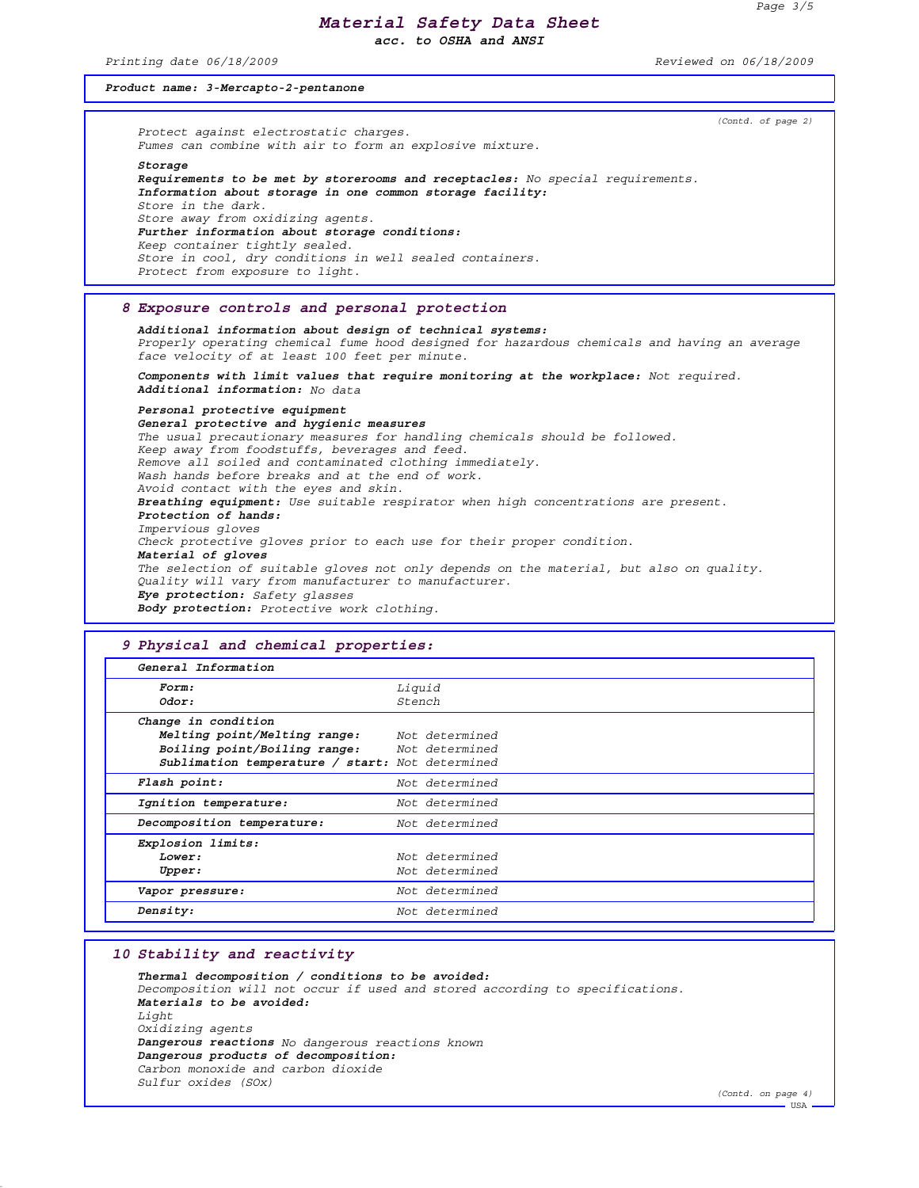# Material Safety Data Sheet
*acc. to OSHA and ANSI*

Printing date 06/18/2009 Reviewed on 06/18/2009

**Product name: 3-Mercapto-2-pentanone**

(Contd. of page 2)

Protect against electrostatic charges.
Fumes can combine with air to form an explosive mixture.

**Storage**
**Requirements to be met by storerooms and receptacles:** No special requirements.
**Information about storage in one common storage facility:**
Store in the dark.
Store away from oxidizing agents.
**Further information about storage conditions:**
Keep container tightly sealed.
Store in cool, dry conditions in well sealed containers.
Protect from exposure to light.

## 8 Exposure controls and personal protection

**Additional information about design of technical systems:**
Properly operating chemical fume hood designed for hazardous chemicals and having an average face velocity of at least 100 feet per minute.

**Components with limit values that require monitoring at the workplace:** Not required.
**Additional information:** No data

**Personal protective equipment**
**General protective and hygienic measures**
The usual precautionary measures for handling chemicals should be followed.
Keep away from foodstuffs, beverages and feed.
Remove all soiled and contaminated clothing immediately.
Wash hands before breaks and at the end of work.
Avoid contact with the eyes and skin.
**Breathing equipment:** Use suitable respirator when high concentrations are present.
**Protection of hands:**
Impervious gloves
Check protective gloves prior to each use for their proper condition.
**Material of gloves**
The selection of suitable gloves not only depends on the material, but also on quality. Quality will vary from manufacturer to manufacturer.
**Eye protection:** Safety glasses
**Body protection:** Protective work clothing.

## 9 Physical and chemical properties:

| **General Information** | |
|---|---|
| **Form:** | Liquid |
| **Odor:** | Stench |
| **Change in condition** | |
| **Melting point/Melting range:** | Not determined |
| **Boiling point/Boiling range:** | Not determined |
| **Sublimation temperature / start:** | Not determined |
| **Flash point:** | Not determined |
| **Ignition temperature:** | Not determined |
| **Decomposition temperature:** | Not determined |
| **Explosion limits:** | |
| **Lower:** | Not determined |
| **Upper:** | Not determined |
| **Vapor pressure:** | Not determined |
| **Density:** | Not determined |

## 10 Stability and reactivity

**Thermal decomposition / conditions to be avoided:**
Decomposition will not occur if used and stored according to specifications.
**Materials to be avoided:**
Light
Oxidizing agents
**Dangerous reactions** No dangerous reactions known
**Dangerous products of decomposition:**
Carbon monoxide and carbon dioxide
Sulfur oxides (SOx)

(Contd. on page 4)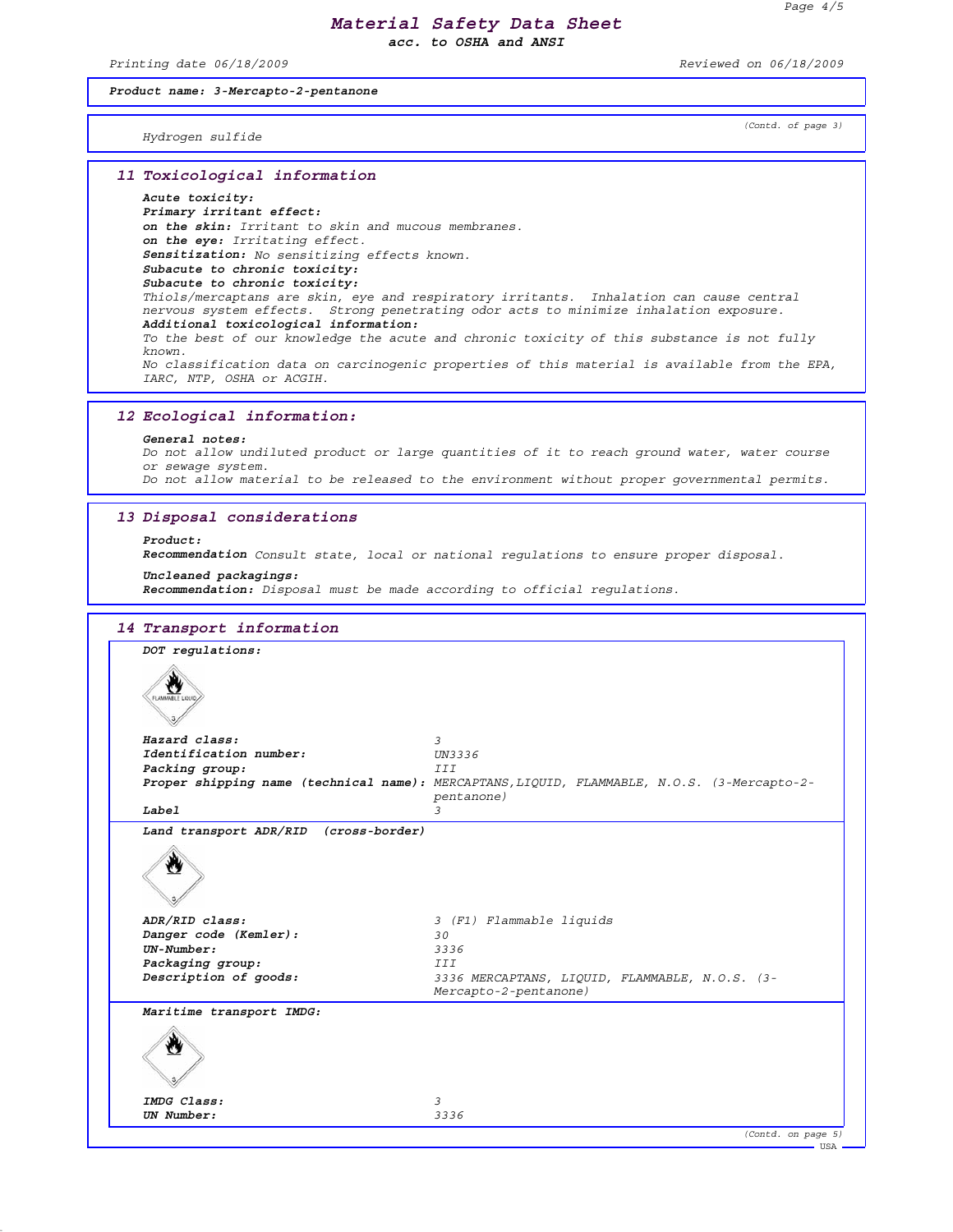**Product name: 3-Mercapto-2-pentanone**

(Contd. of page 3)

Hydrogen sulfide

## 11 Toxicological information

**Acute toxicity:**
**Primary irritant effect:**
**on the skin:** Irritant to skin and mucous membranes.
**on the eye:** Irritating effect.
**Sensitization:** No sensitizing effects known.
**Subacute to chronic toxicity:**
**Subacute to chronic toxicity:**
Thiols/mercaptans are skin, eye and respiratory irritants. Inhalation can cause central nervous system effects. Strong penetrating odor acts to minimize inhalation exposure.
**Additional toxicological information:**
To the best of our knowledge the acute and chronic toxicity of this substance is not fully known.
No classification data on carcinogenic properties of this material is available from the EPA, IARC, NTP, OSHA or ACGIH.

## 12 Ecological information:

**General notes:**
Do not allow undiluted product or large quantities of it to reach ground water, water course or sewage system.
Do not allow material to be released to the environment without proper governmental permits.

## 13 Disposal considerations

**Product:**
**Recommendation** Consult state, local or national regulations to ensure proper disposal.

**Uncleaned packagings:**
**Recommendation:** Disposal must be made according to official regulations.

## 14 Transport information

**DOT regulations:**

| | |
|---|---|
| **Hazard class:** | 3 |
| **Identification number:** | UN3336 |
| **Packing group:** | III |
| **Proper shipping name (technical name):** | MERCAPTANS,LIQUID, FLAMMABLE, N.O.S. (3-Mercapto-2-pentanone) |
| **Label** | 3 |

**Land transport ADR/RID (cross-border)**

| | |
|---|---|
| **ADR/RID class:** | 3 (F1) Flammable liquids |
| **Danger code (Kemler):** | 30 |
| **UN-Number:** | 3336 |
| **Packaging group:** | III |
| **Description of goods:** | 3336 MERCAPTANS, LIQUID, FLAMMABLE, N.O.S. (3-Mercapto-2-pentanone) |

**Maritime transport IMDG:**

| | |
|---|---|
| **IMDG Class:** | 3 |
| **UN Number:** | 3336 |

(Contd. on page 5)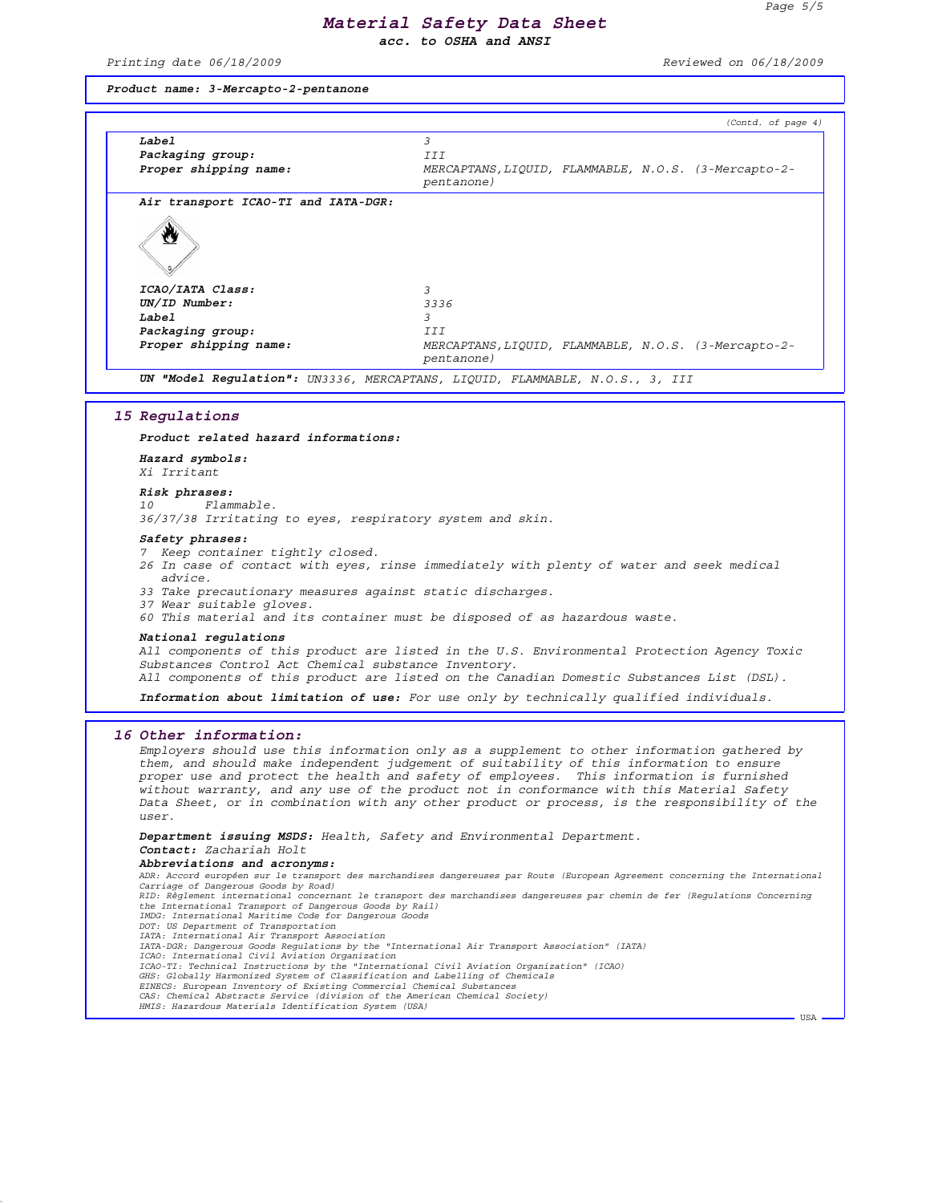# Material Safety Data Sheet
*acc. to OSHA and ANSI*

Printing date 06/18/2009 Reviewed on 06/18/2009

**Product name: 3-Mercapto-2-pentanone**

(Contd. of page 4)

| | |
|---|---|
| **Label** | 3 |
| **Packaging group:** | III |
| **Proper shipping name:** | MERCAPTANS,LIQUID, FLAMMABLE, N.O.S. (3-Mercapto-2-pentanone) |

**Air transport ICAO-TI and IATA-DGR:**

| | |
|---|---|
| **ICAO/IATA Class:** | 3 |
| **UN/ID Number:** | 3336 |
| **Label** | 3 |
| **Packaging group:** | III |
| **Proper shipping name:** | MERCAPTANS,LIQUID, FLAMMABLE, N.O.S. (3-Mercapto-2-pentanone) |

**UN "Model Regulation":** UN3336, MERCAPTANS, LIQUID, FLAMMABLE, N.O.S., 3, III

## 15 Regulations

**Product related hazard informations:**

**Hazard symbols:**
Xi Irritant

**Risk phrases:**
10 Flammable.
36/37/38 Irritating to eyes, respiratory system and skin.

**Safety phrases:**
7 Keep container tightly closed.
26 In case of contact with eyes, rinse immediately with plenty of water and seek medical advice.
33 Take precautionary measures against static discharges.
37 Wear suitable gloves.
60 This material and its container must be disposed of as hazardous waste.

**National regulations**
All components of this product are listed in the U.S. Environmental Protection Agency Toxic Substances Control Act Chemical substance Inventory.
All components of this product are listed on the Canadian Domestic Substances List (DSL).

**Information about limitation of use:** For use only by technically qualified individuals.

## 16 Other information:

Employers should use this information only as a supplement to other information gathered by them, and should make independent judgement of suitability of this information to ensure proper use and protect the health and safety of employees. This information is furnished without warranty, and any use of the product not in conformance with this Material Safety Data Sheet, or in combination with any other product or process, is the responsibility of the user.

**Department issuing MSDS:** Health, Safety and Environmental Department.
**Contact:** Zachariah Holt
**Abbreviations and acronyms:**
ADR: Accord européen sur le transport des marchandises dangereuses par Route (European Agreement concerning the International Carriage of Dangerous Goods by Road)
RID: Règlement international concernant le transport des marchandises dangereuses par chemin de fer (Regulations Concerning the International Transport of Dangerous Goods by Rail)
IMDG: International Maritime Code for Dangerous Goods
DOT: US Department of Transportation
IATA: International Air Transport Association
IATA-DGR: Dangerous Goods Regulations by the "International Air Transport Association" (IATA)
ICAO: International Civil Aviation Organization
ICAO-TI: Technical Instructions by the "International Civil Aviation Organization" (ICAO)
GHS: Globally Harmonized System of Classification and Labelling of Chemicals
EINECS: European Inventory of Existing Commercial Chemical Substances
CAS: Chemical Abstracts Service (division of the American Chemical Society)
HMIS: Hazardous Materials Identification System (USA)